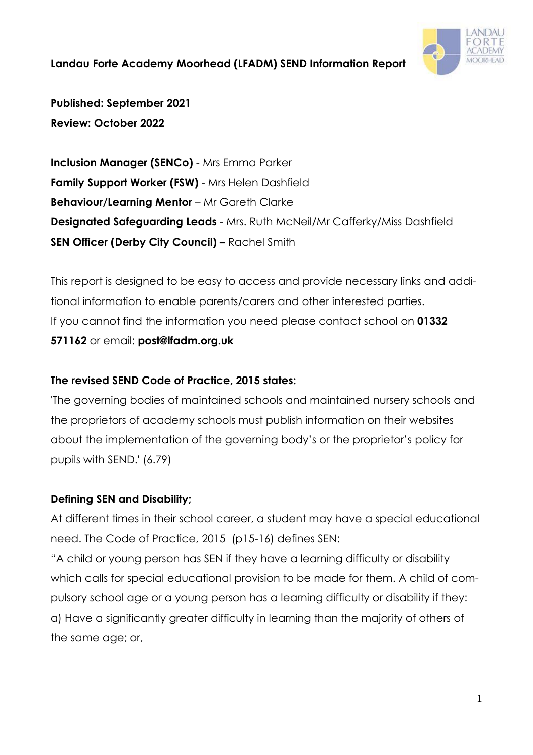# Landau Forte Academy Moorhead (LFADM) SEND Information Report

**Published: September 2021**
**Review: October 2022**

**Inclusion Manager (SENCo)** - Mrs Emma Parker
**Family Support Worker (FSW)** - Mrs Helen Dashfield
**Behaviour/Learning Mentor** – Mr Gareth Clarke
**Designated Safeguarding Leads** - Mrs. Ruth McNeil/Mr Cafferky/Miss Dashfield
**SEN Officer (Derby City Council) –** Rachel Smith

This report is designed to be easy to access and provide necessary links and additional information to enable parents/carers and other interested parties.
If you cannot find the information you need please contact school on **01332 571162** or email: **post@lfadm.org.uk**

**The revised SEND Code of Practice, 2015 states:**
'The governing bodies of maintained schools and maintained nursery schools and the proprietors of academy schools must publish information on their websites about the implementation of the governing body's or the proprietor's policy for pupils with SEND.' (6.79)

**Defining SEN and Disability;**
At different times in their school career, a student may have a special educational need. The Code of Practice, 2015 (p15-16) defines SEN:
"A child or young person has SEN if they have a learning difficulty or disability which calls for special educational provision to be made for them. A child of compulsory school age or a young person has a learning difficulty or disability if they:
a) Have a significantly greater difficulty in learning than the majority of others of the same age; or,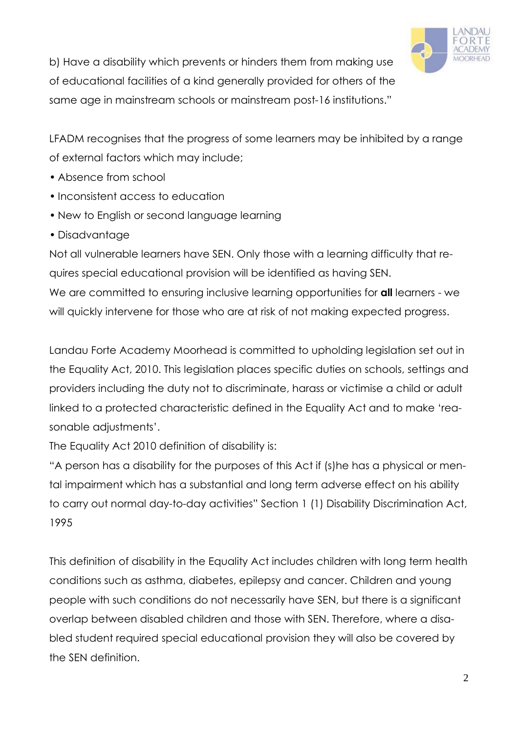b) Have a disability which prevents or hinders them from making use of educational facilities of a kind generally provided for others of the same age in mainstream schools or mainstream post-16 institutions."

LFADM recognises that the progress of some learners may be inhibited by a range of external factors which may include;

- Absence from school
- Inconsistent access to education
- New to English or second language learning
- Disadvantage

Not all vulnerable learners have SEN. Only those with a learning difficulty that requires special educational provision will be identified as having SEN.
We are committed to ensuring inclusive learning opportunities for **all** learners - we will quickly intervene for those who are at risk of not making expected progress.

Landau Forte Academy Moorhead is committed to upholding legislation set out in the Equality Act, 2010. This legislation places specific duties on schools, settings and providers including the duty not to discriminate, harass or victimise a child or adult linked to a protected characteristic defined in the Equality Act and to make 'reasonable adjustments'.
The Equality Act 2010 definition of disability is:
"A person has a disability for the purposes of this Act if (s)he has a physical or mental impairment which has a substantial and long term adverse effect on his ability to carry out normal day-to-day activities" Section 1 (1) Disability Discrimination Act, 1995

This definition of disability in the Equality Act includes children with long term health conditions such as asthma, diabetes, epilepsy and cancer. Children and young people with such conditions do not necessarily have SEN, but there is a significant overlap between disabled children and those with SEN. Therefore, where a disabled student required special educational provision they will also be covered by the SEN definition.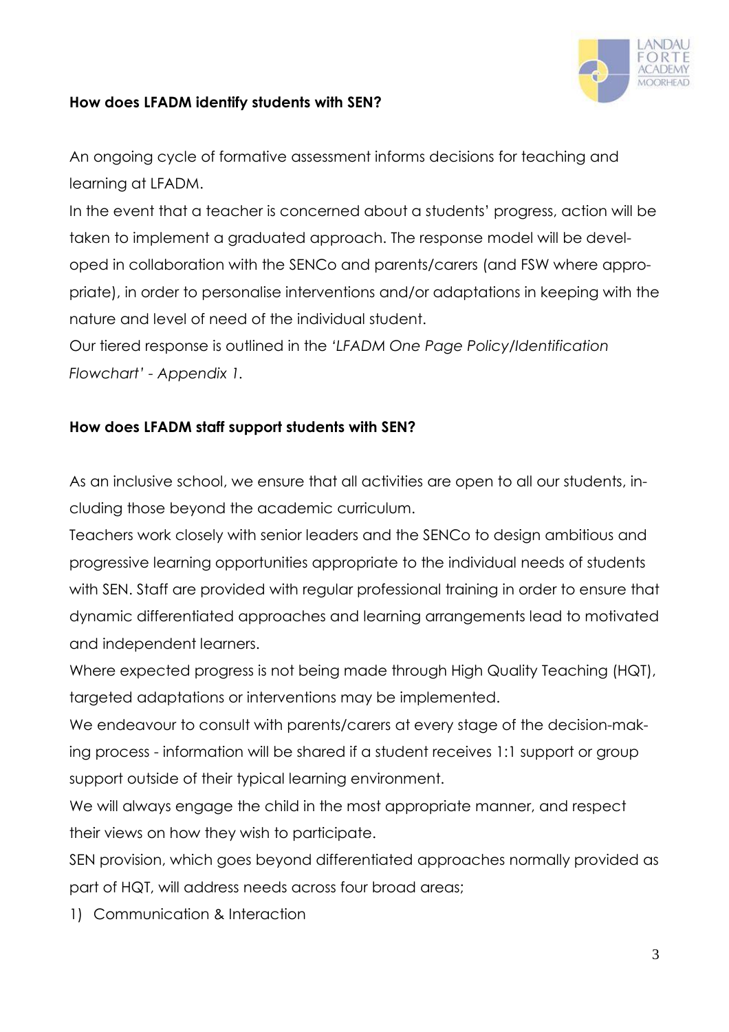**How does LFADM identify students with SEN?**

An ongoing cycle of formative assessment informs decisions for teaching and learning at LFADM.

In the event that a teacher is concerned about a students' progress, action will be taken to implement a graduated approach. The response model will be developed in collaboration with the SENCo and parents/carers (and FSW where appropriate), in order to personalise interventions and/or adaptations in keeping with the nature and level of need of the individual student.

Our tiered response is outlined in the *'LFADM One Page Policy/Identification Flowchart' - Appendix 1.*

**How does LFADM staff support students with SEN?**

As an inclusive school, we ensure that all activities are open to all our students, including those beyond the academic curriculum.

Teachers work closely with senior leaders and the SENCo to design ambitious and progressive learning opportunities appropriate to the individual needs of students with SEN. Staff are provided with regular professional training in order to ensure that dynamic differentiated approaches and learning arrangements lead to motivated and independent learners.

Where expected progress is not being made through High Quality Teaching (HQT), targeted adaptations or interventions may be implemented.

We endeavour to consult with parents/carers at every stage of the decision-making process - information will be shared if a student receives 1:1 support or group support outside of their typical learning environment.

We will always engage the child in the most appropriate manner, and respect their views on how they wish to participate.

SEN provision, which goes beyond differentiated approaches normally provided as part of HQT, will address needs across four broad areas;

1) Communication & Interaction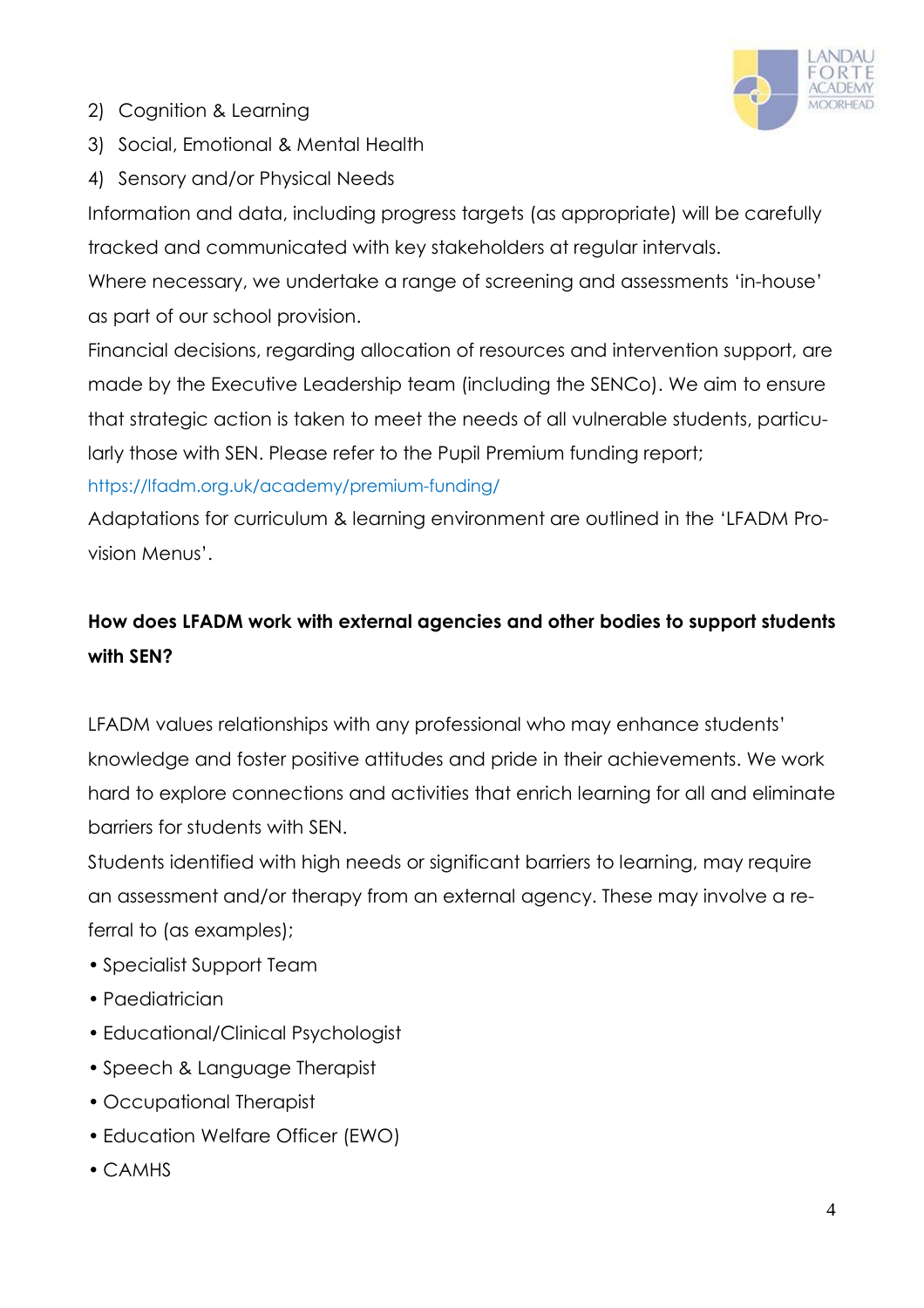2) Cognition & Learning
3) Social, Emotional & Mental Health
4) Sensory and/or Physical Needs

Information and data, including progress targets (as appropriate) will be carefully tracked and communicated with key stakeholders at regular intervals.

Where necessary, we undertake a range of screening and assessments 'in-house' as part of our school provision.

Financial decisions, regarding allocation of resources and intervention support, are made by the Executive Leadership team (including the SENCo). We aim to ensure that strategic action is taken to meet the needs of all vulnerable students, particularly those with SEN. Please refer to the Pupil Premium funding report; https://lfadm.org.uk/academy/premium-funding/

Adaptations for curriculum & learning environment are outlined in the 'LFADM Provision Menus'.

**How does LFADM work with external agencies and other bodies to support students with SEN?**

LFADM values relationships with any professional who may enhance students' knowledge and foster positive attitudes and pride in their achievements. We work hard to explore connections and activities that enrich learning for all and eliminate barriers for students with SEN.

Students identified with high needs or significant barriers to learning, may require an assessment and/or therapy from an external agency. These may involve a referral to (as examples);

- Specialist Support Team
- Paediatrician
- Educational/Clinical Psychologist
- Speech & Language Therapist
- Occupational Therapist
- Education Welfare Officer (EWO)
- CAMHS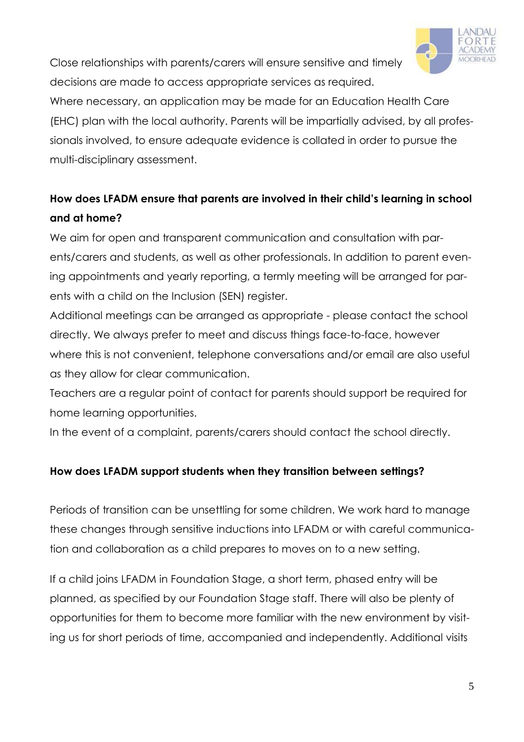Close relationships with parents/carers will ensure sensitive and timely decisions are made to access appropriate services as required.

Where necessary, an application may be made for an Education Health Care (EHC) plan with the local authority. Parents will be impartially advised, by all professionals involved, to ensure adequate evidence is collated in order to pursue the multi-disciplinary assessment.

**How does LFADM ensure that parents are involved in their child's learning in school and at home?**

We aim for open and transparent communication and consultation with parents/carers and students, as well as other professionals. In addition to parent evening appointments and yearly reporting, a termly meeting will be arranged for parents with a child on the Inclusion (SEN) register.

Additional meetings can be arranged as appropriate - please contact the school directly. We always prefer to meet and discuss things face-to-face, however where this is not convenient, telephone conversations and/or email are also useful as they allow for clear communication.

Teachers are a regular point of contact for parents should support be required for home learning opportunities.

In the event of a complaint, parents/carers should contact the school directly.

**How does LFADM support students when they transition between settings?**

Periods of transition can be unsettling for some children. We work hard to manage these changes through sensitive inductions into LFADM or with careful communication and collaboration as a child prepares to moves on to a new setting.

If a child joins LFADM in Foundation Stage, a short term, phased entry will be planned, as specified by our Foundation Stage staff. There will also be plenty of opportunities for them to become more familiar with the new environment by visiting us for short periods of time, accompanied and independently. Additional visits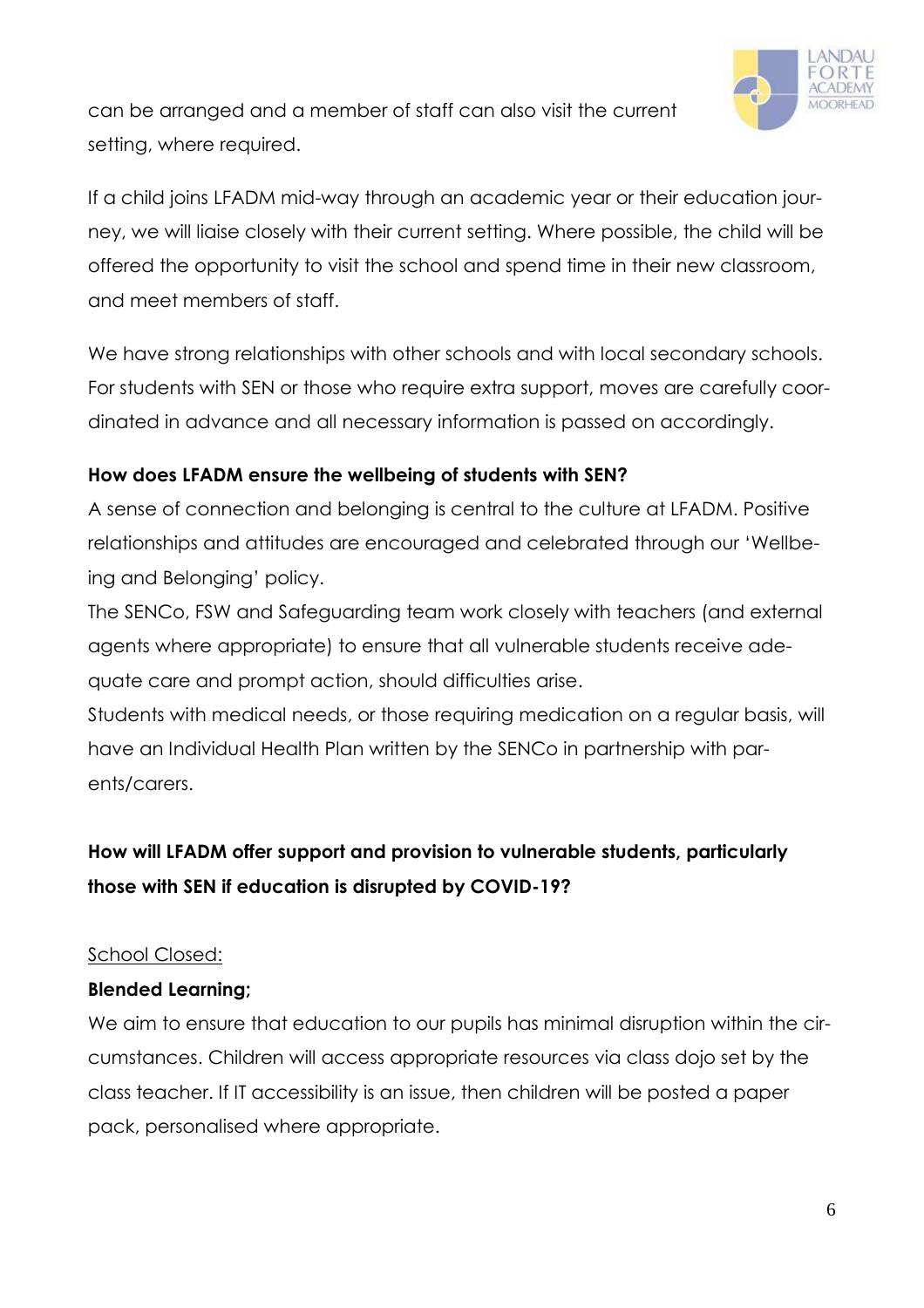can be arranged and a member of staff can also visit the current setting, where required.

If a child joins LFADM mid-way through an academic year or their education journey, we will liaise closely with their current setting. Where possible, the child will be offered the opportunity to visit the school and spend time in their new classroom, and meet members of staff.

We have strong relationships with other schools and with local secondary schools. For students with SEN or those who require extra support, moves are carefully coordinated in advance and all necessary information is passed on accordingly.

**How does LFADM ensure the wellbeing of students with SEN?**

A sense of connection and belonging is central to the culture at LFADM. Positive relationships and attitudes are encouraged and celebrated through our 'Wellbeing and Belonging' policy.

The SENCo, FSW and Safeguarding team work closely with teachers (and external agents where appropriate) to ensure that all vulnerable students receive adequate care and prompt action, should difficulties arise.

Students with medical needs, or those requiring medication on a regular basis, will have an Individual Health Plan written by the SENCo in partnership with parents/carers.

**How will LFADM offer support and provision to vulnerable students, particularly those with SEN if education is disrupted by COVID-19?**

<u>School Closed:</u>

**Blended Learning;**

We aim to ensure that education to our pupils has minimal disruption within the circumstances. Children will access appropriate resources via class dojo set by the class teacher. If IT accessibility is an issue, then children will be posted a paper pack, personalised where appropriate.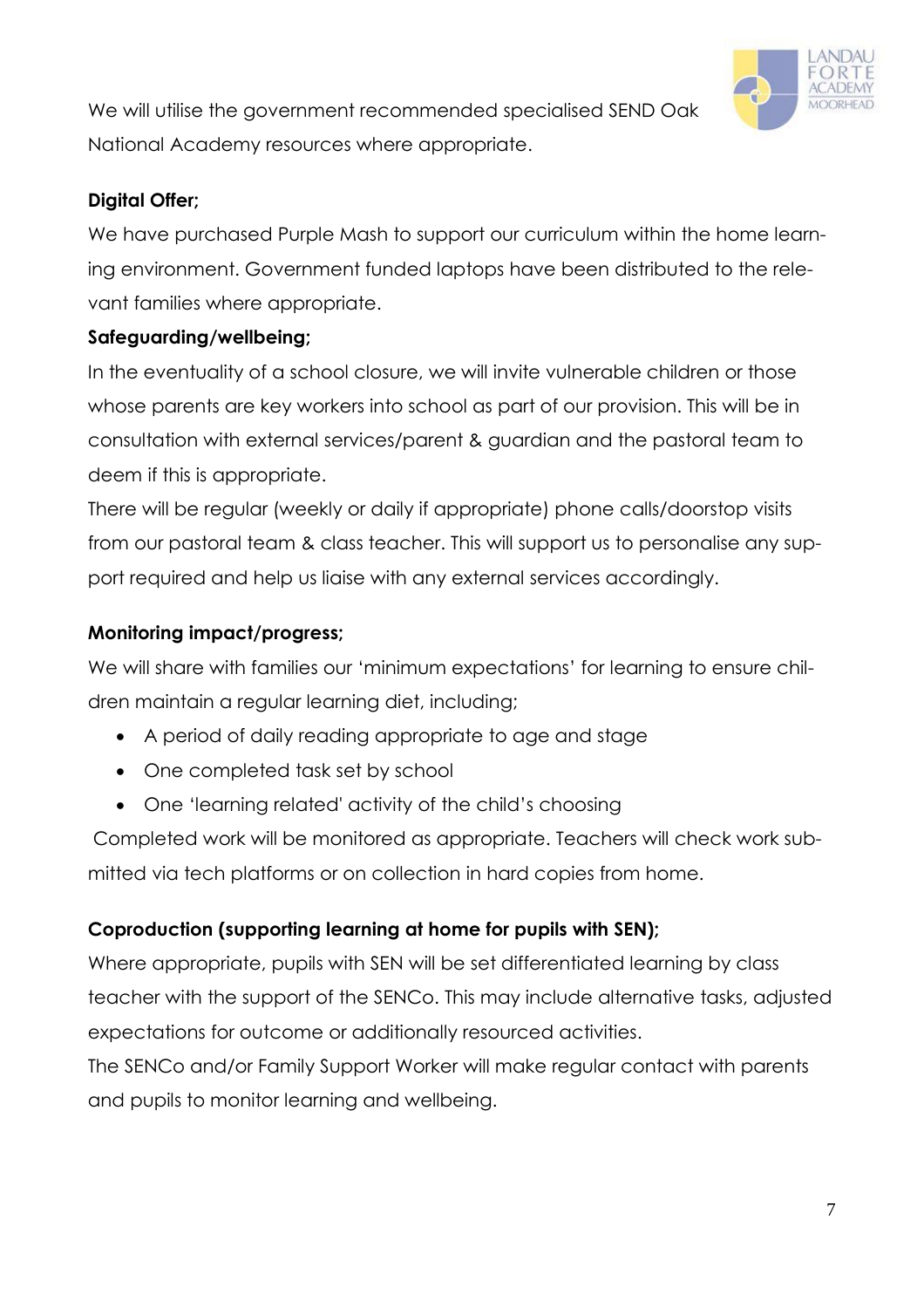We will utilise the government recommended specialised SEND Oak National Academy resources where appropriate.

**Digital Offer;**

We have purchased Purple Mash to support our curriculum within the home learning environment. Government funded laptops have been distributed to the relevant families where appropriate.

**Safeguarding/wellbeing;**

In the eventuality of a school closure, we will invite vulnerable children or those whose parents are key workers into school as part of our provision. This will be in consultation with external services/parent & guardian and the pastoral team to deem if this is appropriate.

There will be regular (weekly or daily if appropriate) phone calls/doorstop visits from our pastoral team & class teacher. This will support us to personalise any support required and help us liaise with any external services accordingly.

**Monitoring impact/progress;**

We will share with families our 'minimum expectations' for learning to ensure children maintain a regular learning diet, including;

- A period of daily reading appropriate to age and stage
- One completed task set by school
- One 'learning related' activity of the child's choosing

Completed work will be monitored as appropriate. Teachers will check work submitted via tech platforms or on collection in hard copies from home.

**Coproduction (supporting learning at home for pupils with SEN);**

Where appropriate, pupils with SEN will be set differentiated learning by class teacher with the support of the SENCo. This may include alternative tasks, adjusted expectations for outcome or additionally resourced activities.

The SENCo and/or Family Support Worker will make regular contact with parents and pupils to monitor learning and wellbeing.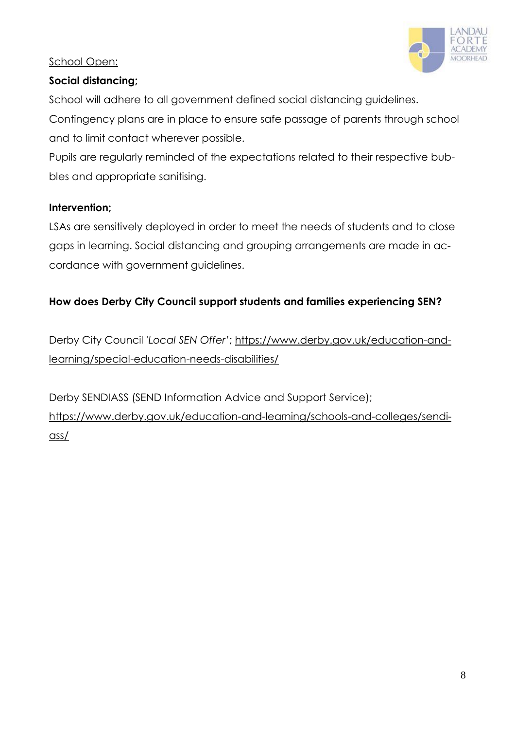School Open:

**Social distancing;**

School will adhere to all government defined social distancing guidelines.

Contingency plans are in place to ensure safe passage of parents through school and to limit contact wherever possible.

Pupils are regularly reminded of the expectations related to their respective bubbles and appropriate sanitising.

**Intervention;**

LSAs are sensitively deployed in order to meet the needs of students and to close gaps in learning. Social distancing and grouping arrangements are made in accordance with government guidelines.

**How does Derby City Council support students and families experiencing SEN?**

Derby City Council '*Local SEN Offer*'; https://www.derby.gov.uk/education-and-learning/special-education-needs-disabilities/

Derby SENDIASS (SEND Information Advice and Support Service); https://www.derby.gov.uk/education-and-learning/schools-and-colleges/sendiass/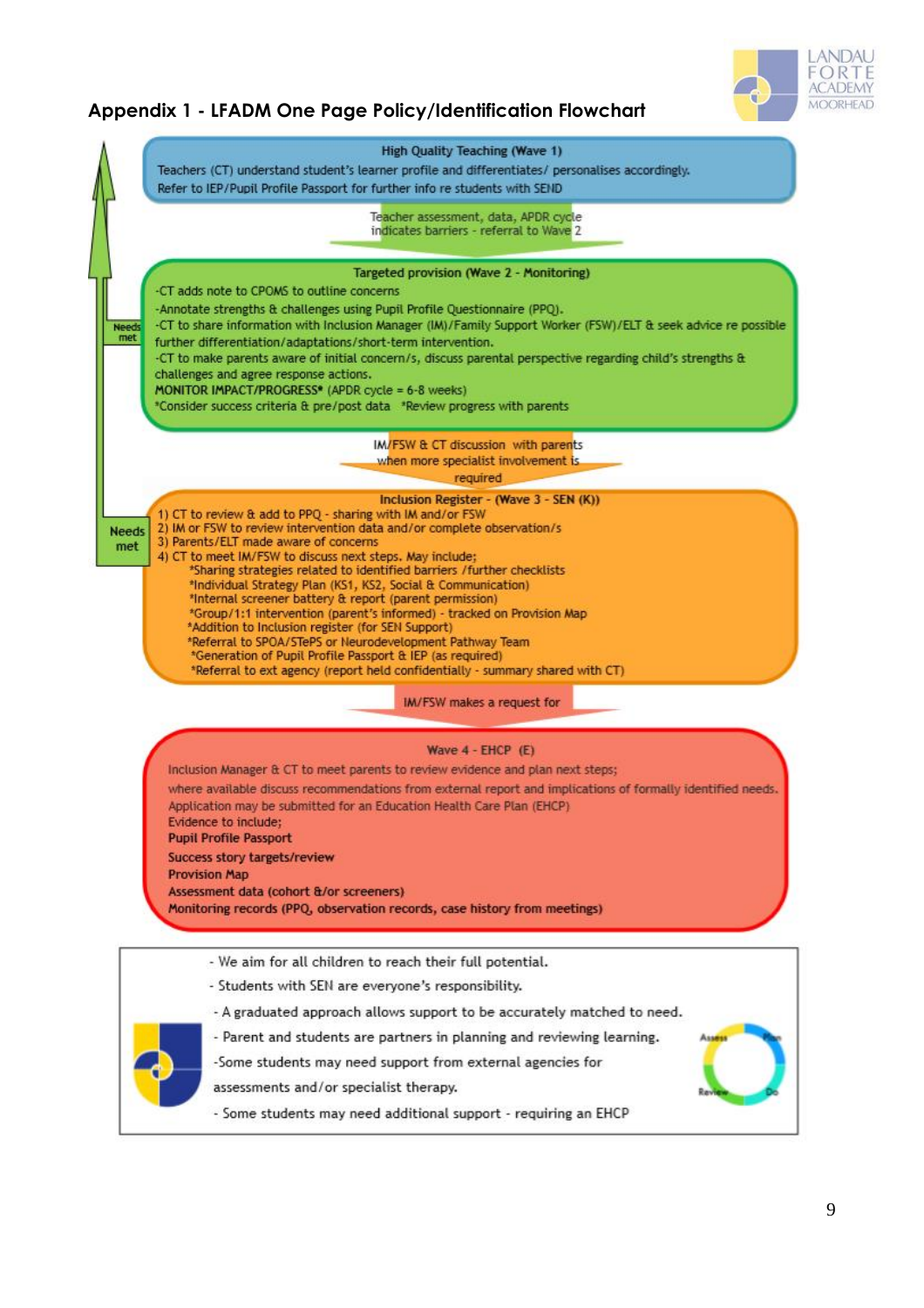## Appendix 1 - LFADM One Page Policy/Identification Flowchart

LANDAU FORTE ACADEMY MOORHEAD

**High Quality Teaching (Wave 1)**

Teachers (CT) understand student's learner profile and differentiates/ personalises accordingly.
Refer to IEP/Pupil Profile Passport for further info re students with SEND

Teacher assessment, data, APDR cycle indicates barriers - referral to Wave 2

**Targeted provision (Wave 2 - Monitoring)**

-CT adds note to CPOMS to outline concerns
-Annotate strengths & challenges using Pupil Profile Questionnaire (PPQ).
-CT to share information with Inclusion Manager (IM)/Family Support Worker (FSW)/ELT & seek advice re possible further differentiation/adaptations/short-term intervention.
-CT to make parents aware of initial concern/s, discuss parental perspective regarding child's strengths & challenges and agree response actions.
**MONITOR IMPACT/PROGRESS*** (APDR cycle = 6-8 weeks)
*Consider success criteria & pre/post data *Review progress with parents

Needs met

IM/FSW & CT discussion with parents when more specialist involvement is required

**Inclusion Register - (Wave 3 - SEN (K))**

1) CT to review & add to PPQ - sharing with IM and/or FSW
2) IM or FSW to review intervention data and/or complete observation/s
3) Parents/ELT made aware of concerns
4) CT to meet IM/FSW to discuss next steps. May include;
   *Sharing strategies related to identified barriers /further checklists
   *Individual Strategy Plan (KS1, KS2, Social & Communication)
   *Internal screener battery & report (parent permission)
   *Group/1:1 intervention (parent's informed) - tracked on Provision Map
   *Addition to Inclusion register (for SEN Support)
   *Referral to SPOA/STePS or Neurodevelopment Pathway Team
   *Generation of Pupil Profile Passport & IEP (as required)
   *Referral to ext agency (report held confidentially - summary shared with CT)

Needs met

IM/FSW makes a request for

**Wave 4 - EHCP (E)**

Inclusion Manager & CT to meet parents to review evidence and plan next steps;
where available discuss recommendations from external report and implications of formally identified needs.
Application may be submitted for an Education Health Care Plan (EHCP)
Evidence to include;
**Pupil Profile Passport**
**Success story targets/review**
**Provision Map**
**Assessment data (cohort &/or screeners)**
**Monitoring records (PPQ, observation records, case history from meetings)**

- We aim for all children to reach their full potential.
- Students with SEN are everyone's responsibility.
- A graduated approach allows support to be accurately matched to need.
- Parent and students are partners in planning and reviewing learning.
- Some students may need support from external agencies for assessments and/or specialist therapy.
- Some students may need additional support - requiring an EHCP

Assess
Plan
Do
Review